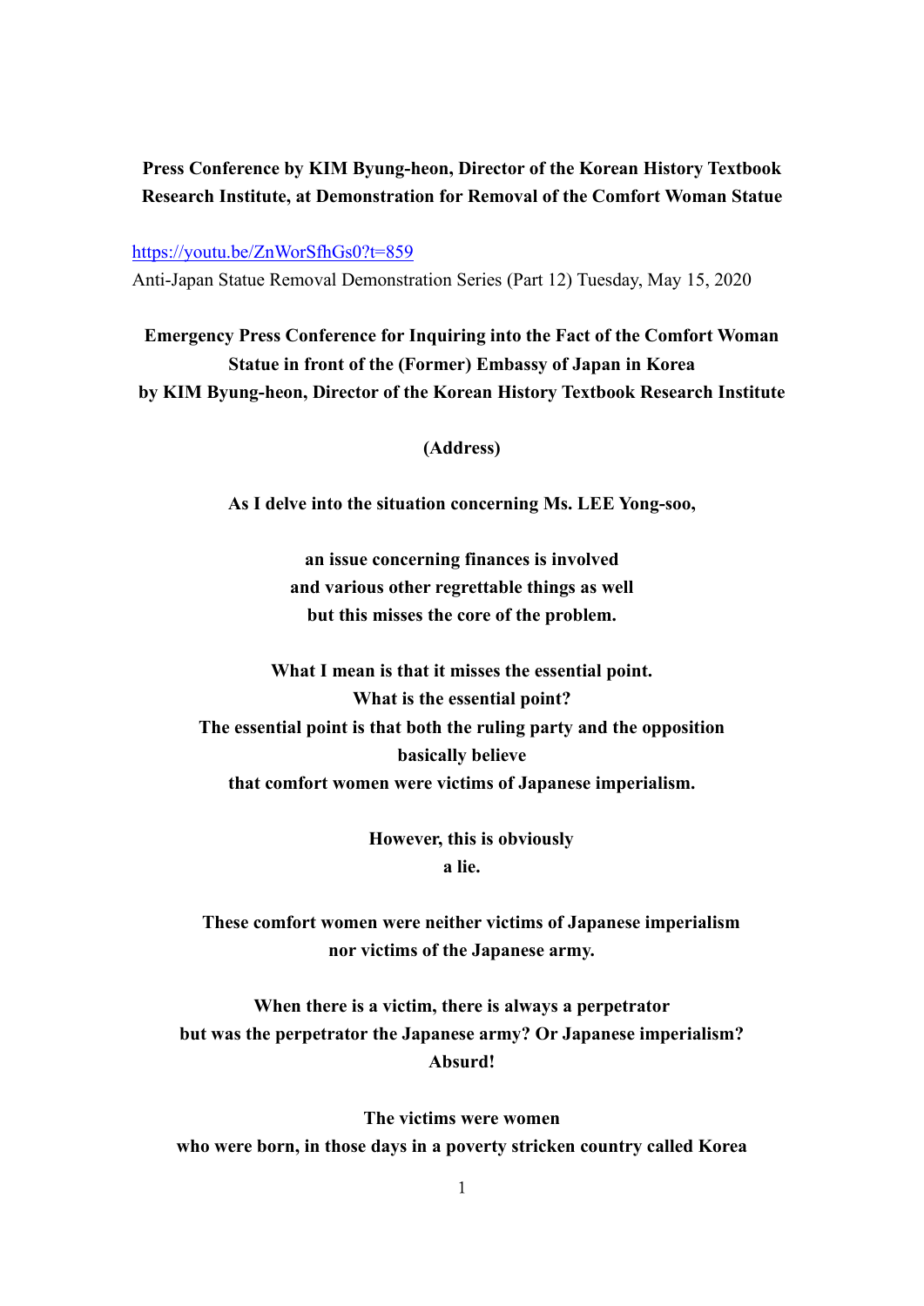**Press Conference by KIM Byung-heon, Director of the Korean History Textbook Research Institute, at Demonstration for Removal of the Comfort Woman Statue**

https://youtu.be/ZnWorSfhGs0?t=859

Anti-Japan Statue Removal Demonstration Series (Part 12) Tuesday, May 15, 2020

**Emergency Press Conference for Inquiring into the Fact of the Comfort Woman Statue in front of the (Former) Embassy of Japan in Korea by KIM Byung-heon, Director of the Korean History Textbook Research Institute**

**(Address)**

**As I delve into the situation concerning Ms. LEE Yong-soo,**

**an issue concerning finances is involved
and various other regrettable things as well
but this misses the core of the problem.**

**What I mean is that it misses the essential point.
What is the essential point?
The essential point is that both the ruling party and the opposition basically believe
that comfort women were victims of Japanese imperialism.**

**However, this is obviously
a lie.**

**These comfort women were neither victims of Japanese imperialism
nor victims of the Japanese army.**

**When there is a victim, there is always a perpetrator
but was the perpetrator the Japanese army? Or Japanese imperialism?
Absurd!**

**The victims were women
who were born, in those days in a poverty stricken country called Korea**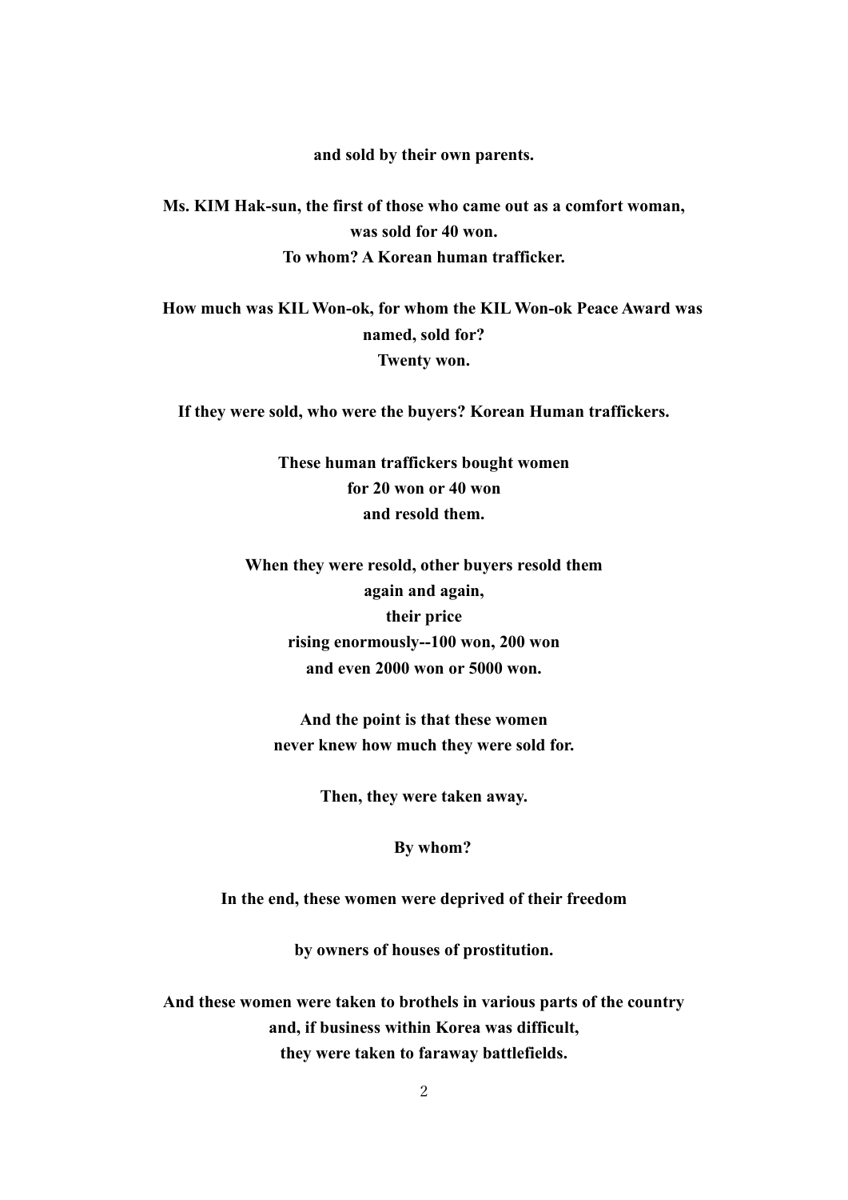**and sold by their own parents.**

**Ms. KIM Hak-sun, the first of those who came out as a comfort woman,**
**was sold for 40 won.**
**To whom? A Korean human trafficker.**

**How much was KIL Won-ok, for whom the KIL Won-ok Peace Award was named, sold for?**
**Twenty won.**

**If they were sold, who were the buyers? Korean Human traffickers.**

**These human traffickers bought women**
**for 20 won or 40 won**
**and resold them.**

**When they were resold, other buyers resold them**
**again and again,**
**their price**
**rising enormously--100 won, 200 won**
**and even 2000 won or 5000 won.**

**And the point is that these women**
**never knew how much they were sold for.**

**Then, they were taken away.**

**By whom?**

**In the end, these women were deprived of their freedom**

**by owners of houses of prostitution.**

**And these women were taken to brothels in various parts of the country**
**and, if business within Korea was difficult,**
**they were taken to faraway battlefields.**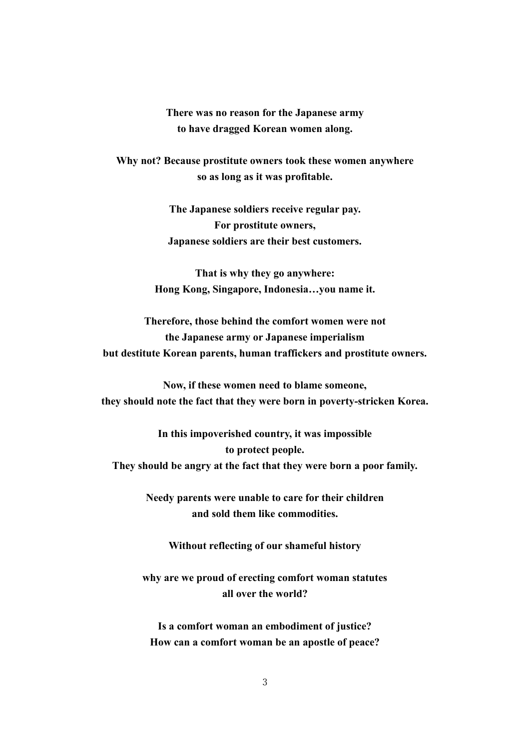**There was no reason for the Japanese army
to have dragged Korean women along.**

**Why not? Because prostitute owners took these women anywhere
so as long as it was profitable.**

**The Japanese soldiers receive regular pay.
For prostitute owners,
Japanese soldiers are their best customers.**

**That is why they go anywhere:
Hong Kong, Singapore, Indonesia…you name it.**

**Therefore, those behind the comfort women were not
the Japanese army or Japanese imperialism
but destitute Korean parents, human traffickers and prostitute owners.**

**Now, if these women need to blame someone,
they should note the fact that they were born in poverty-stricken Korea.**

**In this impoverished country, it was impossible
to protect people.
They should be angry at the fact that they were born a poor family.**

**Needy parents were unable to care for their children
and sold them like commodities.**

**Without reflecting of our shameful history**

**why are we proud of erecting comfort woman statutes
all over the world?**

**Is a comfort woman an embodiment of justice?
How can a comfort woman be an apostle of peace?**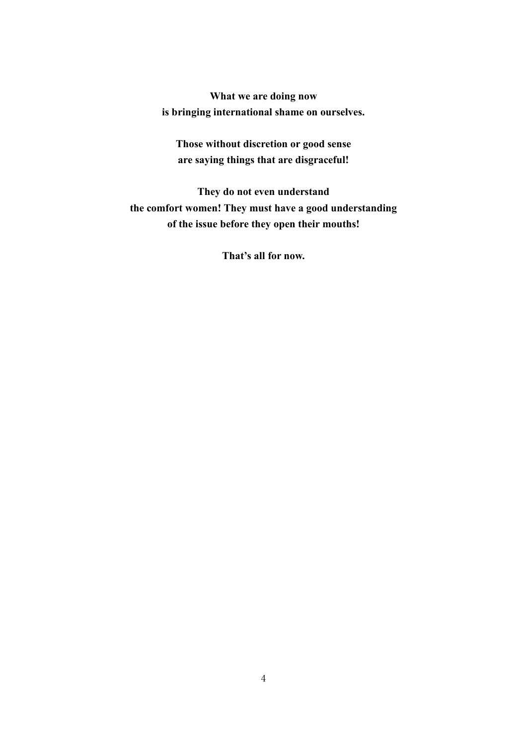**What we are doing now**
**is bringing international shame on ourselves.**

**Those without discretion or good sense**
**are saying things that are disgraceful!**

**They do not even understand**
**the comfort women! They must have a good understanding**
**of the issue before they open their mouths!**

**That's all for now.**